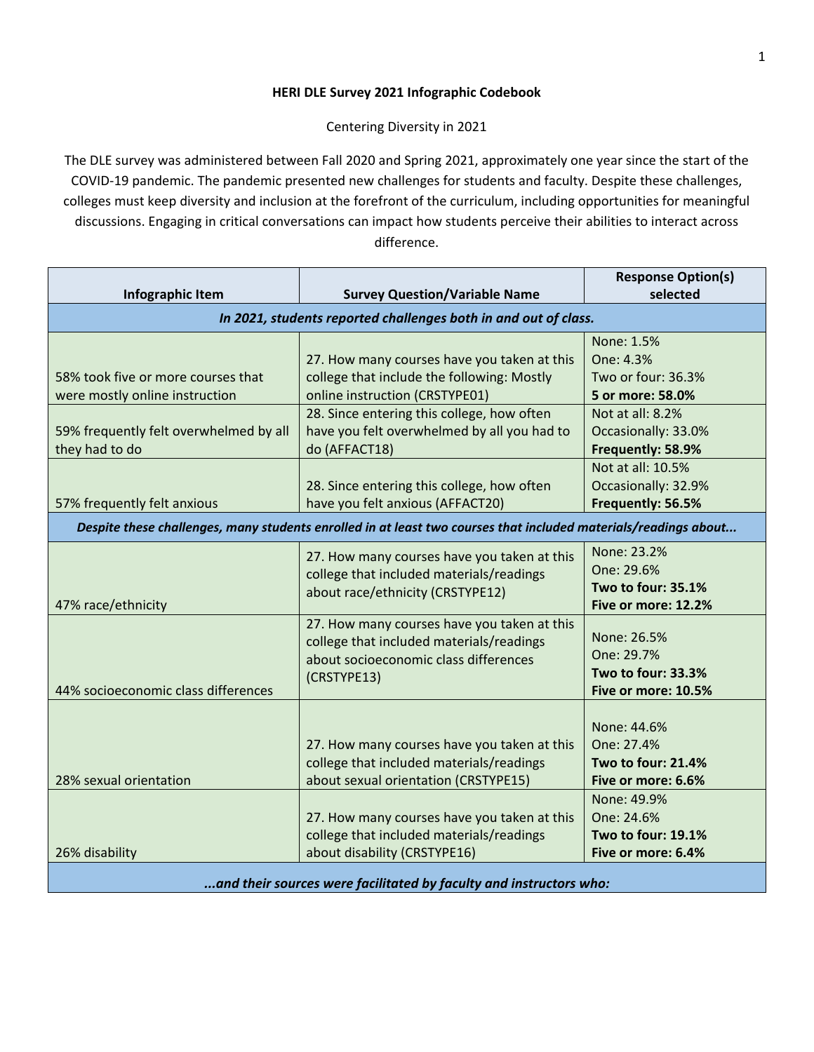# HERI DLE Survey 2021 Infographic Codebook

Centering Diversity in 2021

The DLE survey was administered between Fall 2020 and Spring 2021, approximately one year since the start of the COVID-19 pandemic. The pandemic presented new challenges for students and faculty. Despite these challenges, colleges must keep diversity and inclusion at the forefront of the curriculum, including opportunities for meaningful discussions. Engaging in critical conversations can impact how students perceive their abilities to interact across difference.

| Infographic Item | Survey Question/Variable Name | Response Option(s) selected |
|---|---|---|
| ***In 2021, students reported challenges both in and out of class.*** | | |
| 58% took five or more courses that were mostly online instruction | 27. How many courses have you taken at this college that include the following: Mostly online instruction (CRSTYPE01) | None: 1.5%<br>One: 4.3%<br>Two or four: 36.3%<br>**5 or more: 58.0%** |
| 59% frequently felt overwhelmed by all they had to do | 28. Since entering this college, how often have you felt overwhelmed by all you had to do (AFFACT18) | Not at all: 8.2%<br>Occasionally: 33.0%<br>**Frequently: 58.9%** |
| 57% frequently felt anxious | 28. Since entering this college, how often have you felt anxious (AFFACT20) | Not at all: 10.5%<br>Occasionally: 32.9%<br>**Frequently: 56.5%** |
| ***Despite these challenges, many students enrolled in at least two courses that included materials/readings about...*** | | |
| 47% race/ethnicity | 27. How many courses have you taken at this college that included materials/readings about race/ethnicity (CRSTYPE12) | None: 23.2%<br>One: 29.6%<br>**Two to four: 35.1%**<br>**Five or more: 12.2%** |
| 44% socioeconomic class differences | 27. How many courses have you taken at this college that included materials/readings about socioeconomic class differences (CRSTYPE13) | None: 26.5%<br>One: 29.7%<br>**Two to four: 33.3%**<br>**Five or more: 10.5%** |
| 28% sexual orientation | 27. How many courses have you taken at this college that included materials/readings about sexual orientation (CRSTYPE15) | None: 44.6%<br>One: 27.4%<br>**Two to four: 21.4%**<br>**Five or more: 6.6%** |
| 26% disability | 27. How many courses have you taken at this college that included materials/readings about disability (CRSTYPE16) | None: 49.9%<br>One: 24.6%<br>**Two to four: 19.1%**<br>**Five or more: 6.4%** |
| ***...and their sources were facilitated by faculty and instructors who:*** | | |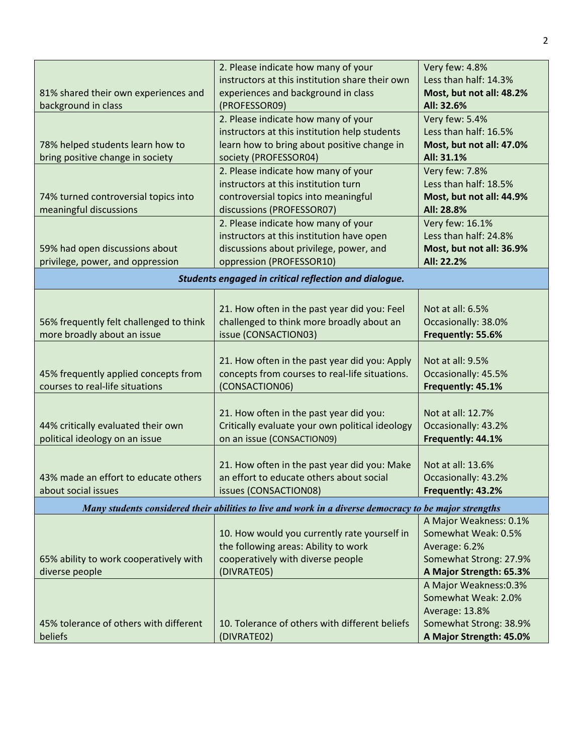| | | |
|---|---|---|
| 81% shared their own experiences and background in class | 2. Please indicate how many of your instructors at this institution share their own experiences and background in class (PROFESSOR09) | Very few: 4.8%<br>Less than half: 14.3%<br>**Most, but not all: 48.2%**<br>**All: 32.6%** |
| 78% helped students learn how to bring positive change in society | 2. Please indicate how many of your instructors at this institution help students learn how to bring about positive change in society (PROFESSOR04) | Very few: 5.4%<br>Less than half: 16.5%<br>**Most, but not all: 47.0%**<br>**All: 31.1%** |
| 74% turned controversial topics into meaningful discussions | 2. Please indicate how many of your instructors at this institution turn controversial topics into meaningful discussions (PROFESSOR07) | Very few: 7.8%<br>Less than half: 18.5%<br>**Most, but not all: 44.9%**<br>**All: 28.8%** |
| 59% had open discussions about privilege, power, and oppression | 2. Please indicate how many of your instructors at this institution have open discussions about privilege, power, and oppression (PROFESSOR10) | Very few: 16.1%<br>Less than half: 24.8%<br>**Most, but not all: 36.9%**<br>**All: 22.2%** |
| ***Students engaged in critical reflection and dialogue.*** | | |
| 56% frequently felt challenged to think more broadly about an issue | 21. How often in the past year did you: Feel challenged to think more broadly about an issue (CONSACTION03) | Not at all: 6.5%<br>Occasionally: 38.0%<br>**Frequently: 55.6%** |
| 45% frequently applied concepts from courses to real-life situations | 21. How often in the past year did you: Apply concepts from courses to real-life situations. (CONSACTION06) | Not at all: 9.5%<br>Occasionally: 45.5%<br>**Frequently: 45.1%** |
| 44% critically evaluated their own political ideology on an issue | 21. How often in the past year did you: Critically evaluate your own political ideology on an issue (CONSACTION09) | Not at all: 12.7%<br>Occasionally: 43.2%<br>**Frequently: 44.1%** |
| 43% made an effort to educate others about social issues | 21. How often in the past year did you: Make an effort to educate others about social issues (CONSACTION08) | Not at all: 13.6%<br>Occasionally: 43.2%<br>**Frequently: 43.2%** |
| ***Many students considered their abilities to live and work in a diverse democracy to be major strengths*** | | |
| 65% ability to work cooperatively with diverse people | 10. How would you currently rate yourself in the following areas: Ability to work cooperatively with diverse people (DIVRATE05) | A Major Weakness: 0.1%<br>Somewhat Weak: 0.5%<br>Average: 6.2%<br>Somewhat Strong: 27.9%<br>**A Major Strength: 65.3%** |
| 45% tolerance of others with different beliefs | 10. Tolerance of others with different beliefs (DIVRATE02) | A Major Weakness:0.3%<br>Somewhat Weak: 2.0%<br>Average: 13.8%<br>Somewhat Strong: 38.9%<br>**A Major Strength: 45.0%** |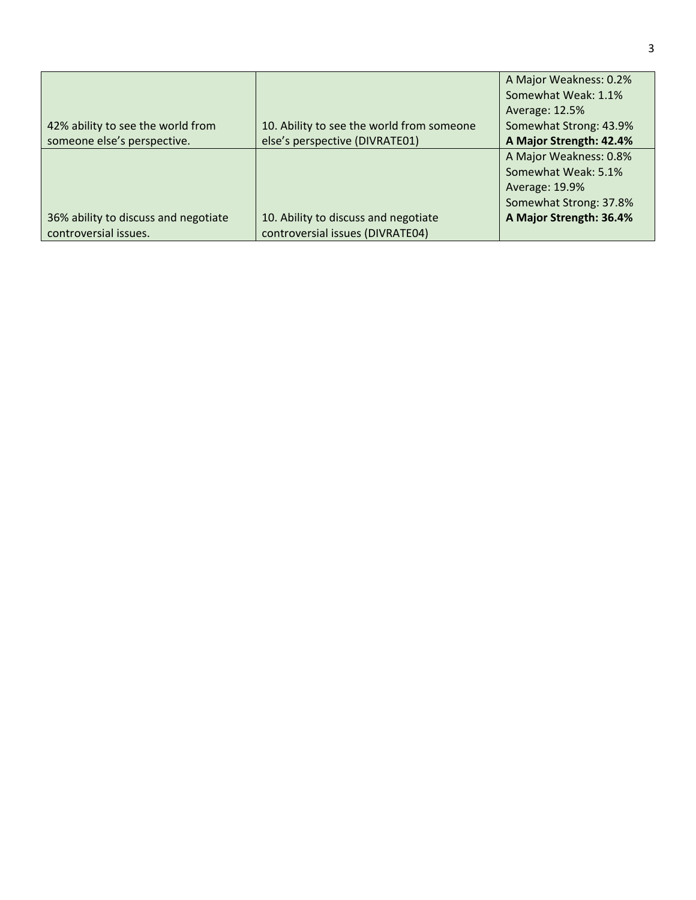| | | |
|---|---|---|
| 42% ability to see the world from someone else's perspective. | 10. Ability to see the world from someone else's perspective (DIVRATE01) | A Major Weakness: 0.2%<br>Somewhat Weak: 1.1%<br>Average: 12.5%<br>Somewhat Strong: 43.9%<br>**A Major Strength: 42.4%** |
| 36% ability to discuss and negotiate controversial issues. | 10. Ability to discuss and negotiate controversial issues (DIVRATE04) | A Major Weakness: 0.8%<br>Somewhat Weak: 5.1%<br>Average: 19.9%<br>Somewhat Strong: 37.8%<br>**A Major Strength: 36.4%** |